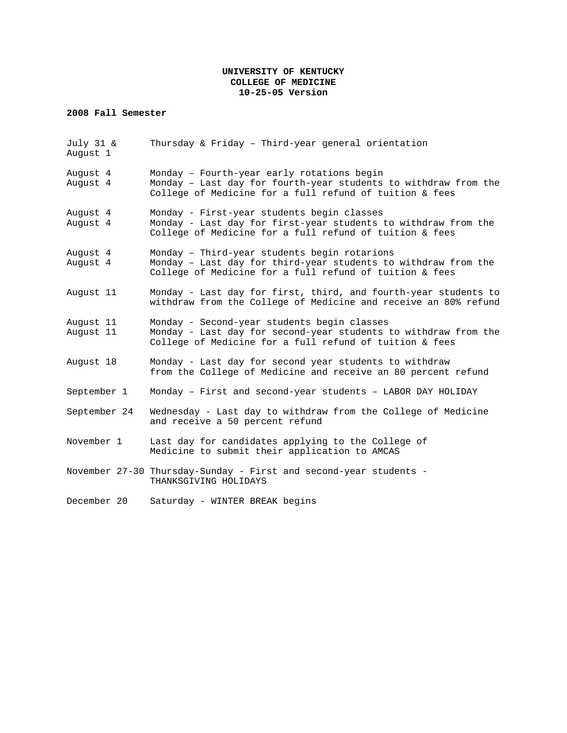**UNIVERSITY OF KENTUCKY**
**COLLEGE OF MEDICINE**
**10-25-05 Version**

**2008 Fall Semester**

| Date | Event |
|---|---|
| July 31 & August 1 | Thursday & Friday – Third-year general orientation |
| August 4 | Monday – Fourth-year early rotations begin |
| August 4 | Monday – Last day for fourth-year students to withdraw from the College of Medicine for a full refund of tuition & fees |
| August 4 | Monday - First-year students begin classes |
| August 4 | Monday - Last day for first-year students to withdraw from the College of Medicine for a full refund of tuition & fees |
| August 4 | Monday – Third-year students begin rotarions |
| August 4 | Monday – Last day for third-year students to withdraw from the College of Medicine for a full refund of tuition & fees |
| August 11 | Monday - Last day for first, third, and fourth-year students to withdraw from the College of Medicine and receive an 80% refund |
| August 11 | Monday - Second-year students begin classes |
| August 11 | Monday - Last day for second-year students to withdraw from the College of Medicine for a full refund of tuition & fees |
| August 18 | Monday - Last day for second year students to withdraw from the College of Medicine and receive an 80 percent refund |
| September 1 | Monday – First and second-year students – LABOR DAY HOLIDAY |
| September 24 | Wednesday - Last day to withdraw from the College of Medicine and receive a 50 percent refund |
| November 1 | Last day for candidates applying to the College of Medicine to submit their application to AMCAS |
| November 27-30 | Thursday-Sunday - First and second-year students - THANKSGIVING HOLIDAYS |
| December 20 | Saturday - WINTER BREAK begins |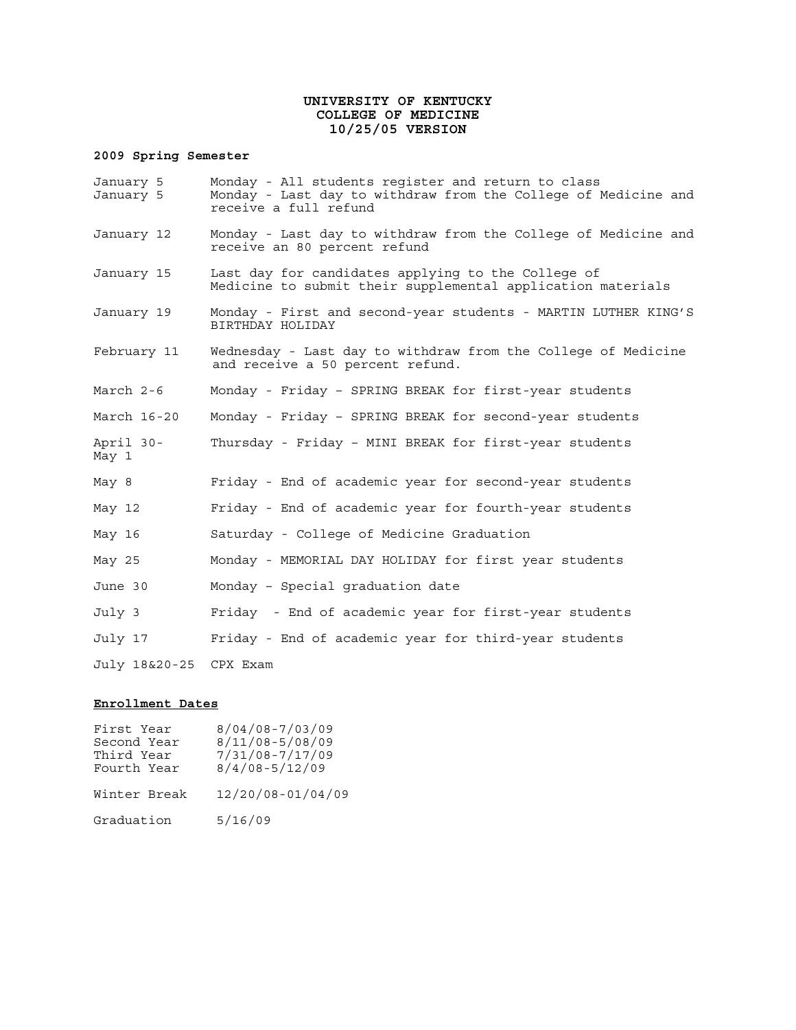**UNIVERSITY OF KENTUCKY**
**COLLEGE OF MEDICINE**
**10/25/05 VERSION**

**2009 Spring Semester**

| | |
|---|---|
| January 5 | Monday - All students register and return to class |
| January 5 | Monday - Last day to withdraw from the College of Medicine and receive a full refund |
| January 12 | Monday - Last day to withdraw from the College of Medicine and receive an 80 percent refund |
| January 15 | Last day for candidates applying to the College of Medicine to submit their supplemental application materials |
| January 19 | Monday - First and second-year students - MARTIN LUTHER KING'S BIRTHDAY HOLIDAY |
| February 11 | Wednesday - Last day to withdraw from the College of Medicine and receive a 50 percent refund. |
| March 2-6 | Monday - Friday – SPRING BREAK for first-year students |
| March 16-20 | Monday - Friday – SPRING BREAK for second-year students |
| April 30-May 1 | Thursday - Friday – MINI BREAK for first-year students |
| May 8 | Friday - End of academic year for second-year students |
| May 12 | Friday - End of academic year for fourth-year students |
| May 16 | Saturday - College of Medicine Graduation |
| May 25 | Monday - MEMORIAL DAY HOLIDAY for first year students |
| June 30 | Monday – Special graduation date |
| July 3 | Friday - End of academic year for first-year students |
| July 17 | Friday - End of academic year for third-year students |
| July 18&20-25 | CPX Exam |

**Enrollment Dates**

| | |
|---|---|
| First Year | 8/04/08-7/03/09 |
| Second Year | 8/11/08-5/08/09 |
| Third Year | 7/31/08-7/17/09 |
| Fourth Year | 8/4/08-5/12/09 |
| Winter Break | 12/20/08-01/04/09 |
| Graduation | 5/16/09 |